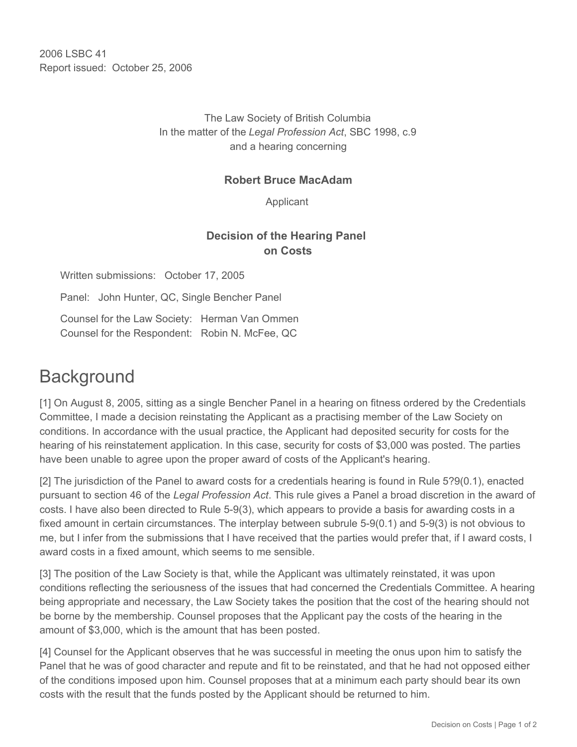2006 LSBC 41
Report issued: October 25, 2006

The Law Society of British Columbia
In the matter of the *Legal Profession Act*, SBC 1998, c.9
and a hearing concerning

**Robert Bruce MacAdam**

Applicant

**Decision of the Hearing Panel on Costs**

Written submissions: October 17, 2005

Panel: John Hunter, QC, Single Bencher Panel

Counsel for the Law Society: Herman Van Ommen
Counsel for the Respondent: Robin N. McFee, QC

# Background

[1] On August 8, 2005, sitting as a single Bencher Panel in a hearing on fitness ordered by the Credentials Committee, I made a decision reinstating the Applicant as a practising member of the Law Society on conditions. In accordance with the usual practice, the Applicant had deposited security for costs for the hearing of his reinstatement application. In this case, security for costs of $3,000 was posted. The parties have been unable to agree upon the proper award of costs of the Applicant's hearing.

[2] The jurisdiction of the Panel to award costs for a credentials hearing is found in Rule 5?9(0.1), enacted pursuant to section 46 of the *Legal Profession Act*. This rule gives a Panel a broad discretion in the award of costs. I have also been directed to Rule 5-9(3), which appears to provide a basis for awarding costs in a fixed amount in certain circumstances. The interplay between subrule 5-9(0.1) and 5-9(3) is not obvious to me, but I infer from the submissions that I have received that the parties would prefer that, if I award costs, I award costs in a fixed amount, which seems to me sensible.

[3] The position of the Law Society is that, while the Applicant was ultimately reinstated, it was upon conditions reflecting the seriousness of the issues that had concerned the Credentials Committee. A hearing being appropriate and necessary, the Law Society takes the position that the cost of the hearing should not be borne by the membership. Counsel proposes that the Applicant pay the costs of the hearing in the amount of $3,000, which is the amount that has been posted.

[4] Counsel for the Applicant observes that he was successful in meeting the onus upon him to satisfy the Panel that he was of good character and repute and fit to be reinstated, and that he had not opposed either of the conditions imposed upon him. Counsel proposes that at a minimum each party should bear its own costs with the result that the funds posted by the Applicant should be returned to him.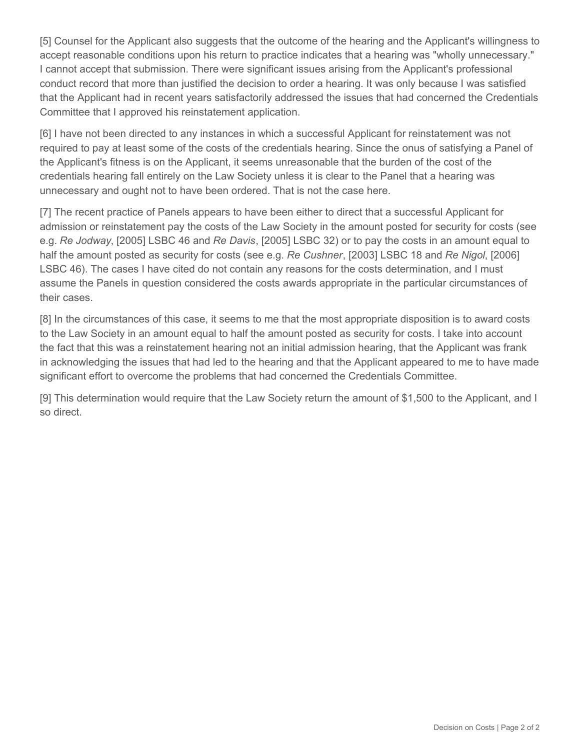[5] Counsel for the Applicant also suggests that the outcome of the hearing and the Applicant's willingness to accept reasonable conditions upon his return to practice indicates that a hearing was "wholly unnecessary." I cannot accept that submission. There were significant issues arising from the Applicant's professional conduct record that more than justified the decision to order a hearing. It was only because I was satisfied that the Applicant had in recent years satisfactorily addressed the issues that had concerned the Credentials Committee that I approved his reinstatement application.

[6] I have not been directed to any instances in which a successful Applicant for reinstatement was not required to pay at least some of the costs of the credentials hearing. Since the onus of satisfying a Panel of the Applicant's fitness is on the Applicant, it seems unreasonable that the burden of the cost of the credentials hearing fall entirely on the Law Society unless it is clear to the Panel that a hearing was unnecessary and ought not to have been ordered. That is not the case here.

[7] The recent practice of Panels appears to have been either to direct that a successful Applicant for admission or reinstatement pay the costs of the Law Society in the amount posted for security for costs (see e.g. *Re Jodway*, [2005] LSBC 46 and *Re Davis*, [2005] LSBC 32) or to pay the costs in an amount equal to half the amount posted as security for costs (see e.g. *Re Cushner*, [2003] LSBC 18 and *Re Nigol*, [2006] LSBC 46). The cases I have cited do not contain any reasons for the costs determination, and I must assume the Panels in question considered the costs awards appropriate in the particular circumstances of their cases.

[8] In the circumstances of this case, it seems to me that the most appropriate disposition is to award costs to the Law Society in an amount equal to half the amount posted as security for costs. I take into account the fact that this was a reinstatement hearing not an initial admission hearing, that the Applicant was frank in acknowledging the issues that had led to the hearing and that the Applicant appeared to me to have made significant effort to overcome the problems that had concerned the Credentials Committee.

[9] This determination would require that the Law Society return the amount of $1,500 to the Applicant, and I so direct.